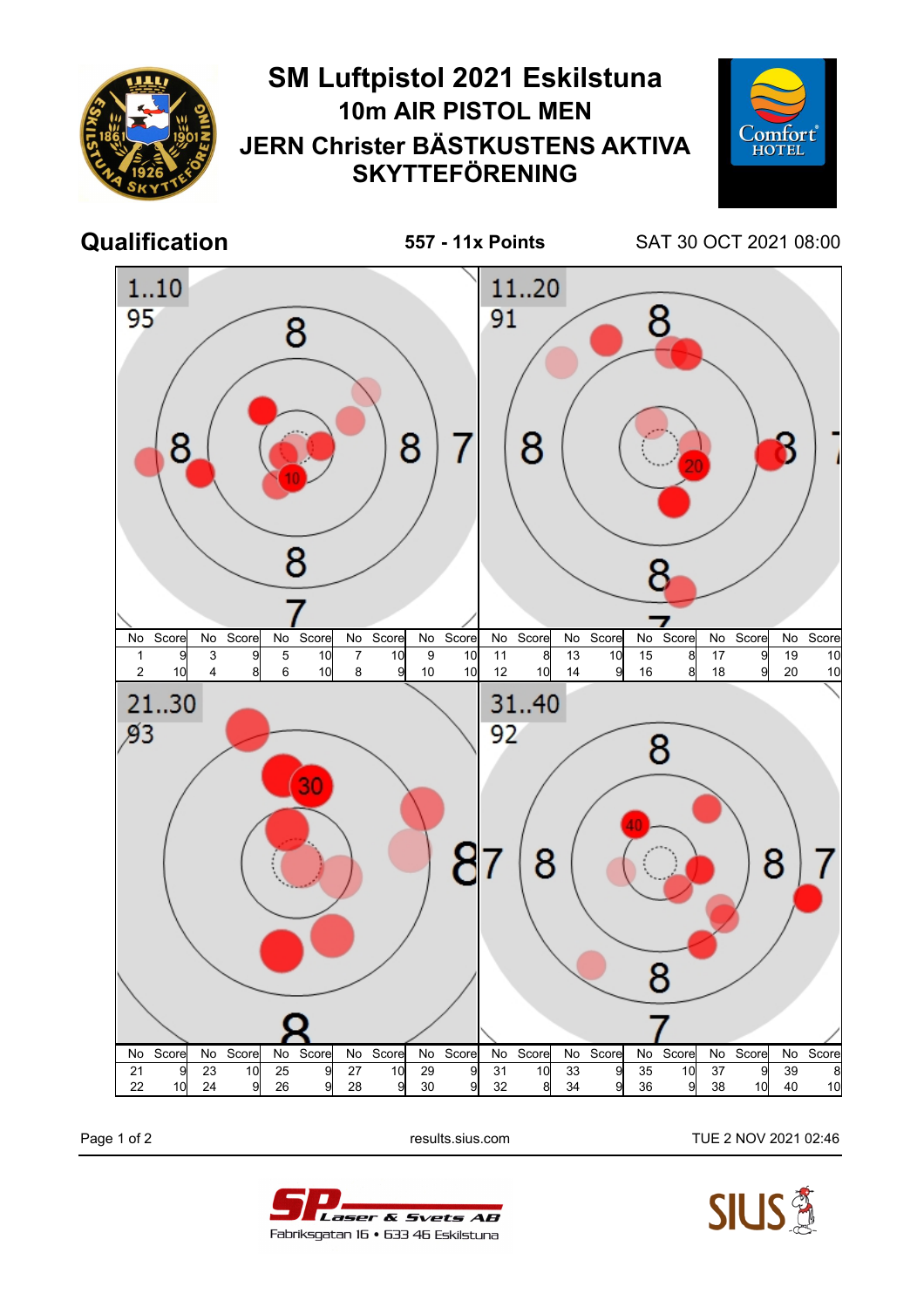# SM Luftpistol 2021 Eskilstuna

## 10m AIR PISTOL MEN

## JERN Christer BÄSTKUSTENS AKTIVA SKYTTEFÖRENING

**Qualification** | **557 - 11x Points** | SAT 30 OCT 2021 08:00

**1..10** — 95

| No | Score | No | Score | No | Score | No | Score | No | Score |
|---|---|---|---|---|---|---|---|---|---|
| 1 | 9 | 3 | 9 | 5 | 10 | 7 | 10 | 9 | 10 |
| 2 | 10 | 4 | 8 | 6 | 10 | 8 | 9 | 10 | 10 |

**11..20** — 91

| No | Score | No | Score | No | Score | No | Score | No | Score |
|---|---|---|---|---|---|---|---|---|---|
| 11 | 8 | 13 | 10 | 15 | 8 | 17 | 9 | 19 | 10 |
| 12 | 10 | 14 | 9 | 16 | 8 | 18 | 9 | 20 | 10 |

**21..30** — 93

| No | Score | No | Score | No | Score | No | Score | No | Score |
|---|---|---|---|---|---|---|---|---|---|
| 21 | 9 | 23 | 10 | 25 | 9 | 27 | 10 | 29 | 9 |
| 22 | 10 | 24 | 9 | 26 | 9 | 28 | 9 | 30 | 9 |

**31..40** — 92

| No | Score | No | Score | No | Score | No | Score | No | Score |
|---|---|---|---|---|---|---|---|---|---|
| 31 | 10 | 33 | 9 | 35 | 10 | 37 | 9 | 39 | 8 |
| 32 | 8 | 34 | 9 | 36 | 9 | 38 | 10 | 40 | 10 |

results.sius.com

TUE 2 NOV 2021 02:46

SP Laser & Svets AB
Fabriksgatan 16 • 633 46 Eskilstuna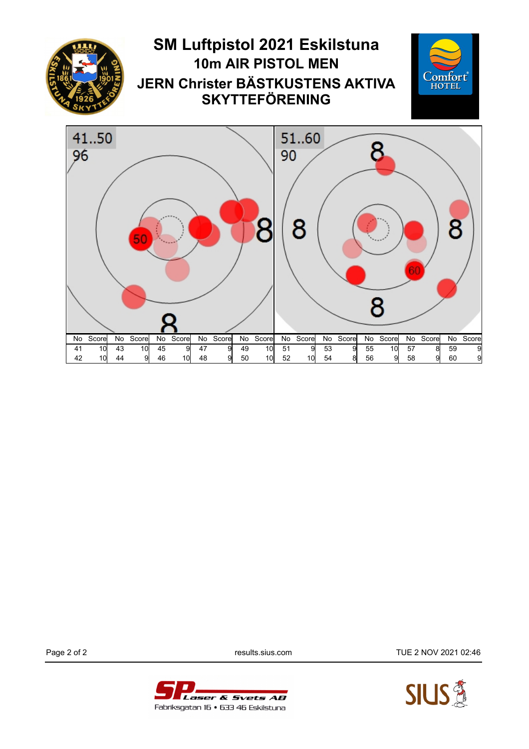# SM Luftpistol 2021 Eskilstuna

## 10m AIR PISTOL MEN

## JERN Christer BÄSTKUSTENS AKTIVA SKYTTEFÖRENING

41..50
96

8
8
50

51..60
90

8
8
8
8
60

| No | Score | No | Score | No | Score | No | Score | No | Score | No | Score | No | Score | No | Score | No | Score | No | Score |
|---|---|---|---|---|---|---|---|---|---|---|---|---|---|---|---|---|---|---|---|
| 41 | 10 | 43 | 10 | 45 | 9 | 47 | 9 | 49 | 10 | 51 | 9 | 53 | 9 | 55 | 10 | 57 | 8 | 59 | 9 |
| 42 | 10 | 44 | 9 | 46 | 10 | 48 | 9 | 50 | 10 | 52 | 10 | 54 | 8 | 56 | 9 | 58 | 9 | 60 | 9 |

results.sius.com

TUE 2 NOV 2021 02:46

SP Laser & Svets AB
Fabriksgatan 16 • 633 46 Eskilstuna